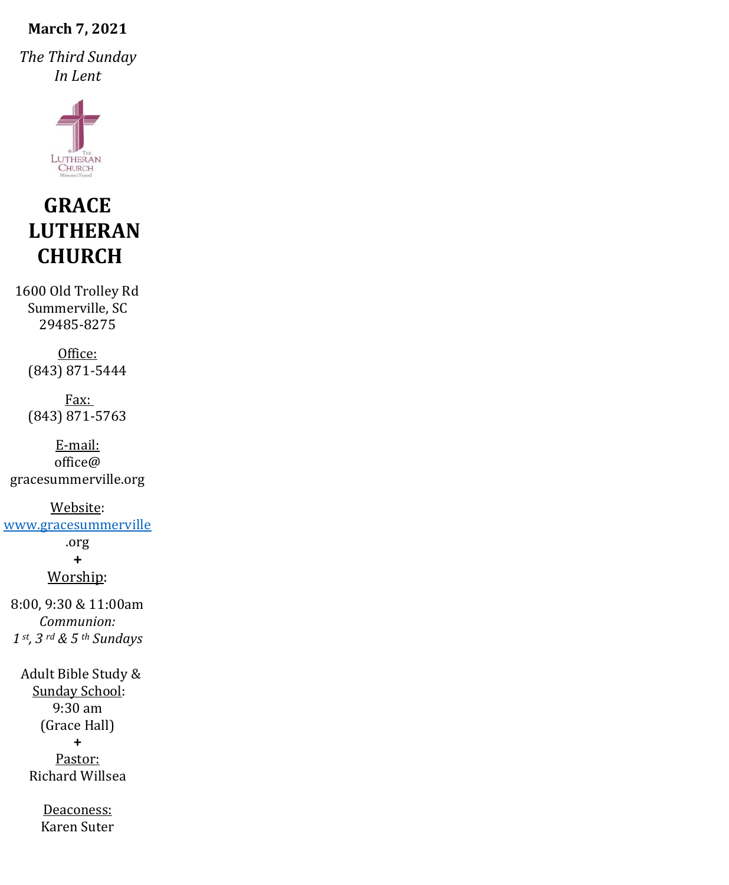**March 7, 2021**

*The Third Sunday In Lent*

# GRACE LUTHERAN CHURCH

1600 Old Trolley Rd
Summerville, SC
29485-8275

Office:
(843) 871-5444

Fax:
(843) 871-5763

E-mail:
office@gracesummerville.org

Website:
www.gracesummerville.org

+

Worship:

8:00, 9:30 & 11:00am
*Communion:*
*1st, 3rd & 5th Sundays*

Adult Bible Study & Sunday School:
9:30 am
(Grace Hall)

+

Pastor:
Richard Willsea

Deaconess:
Karen Suter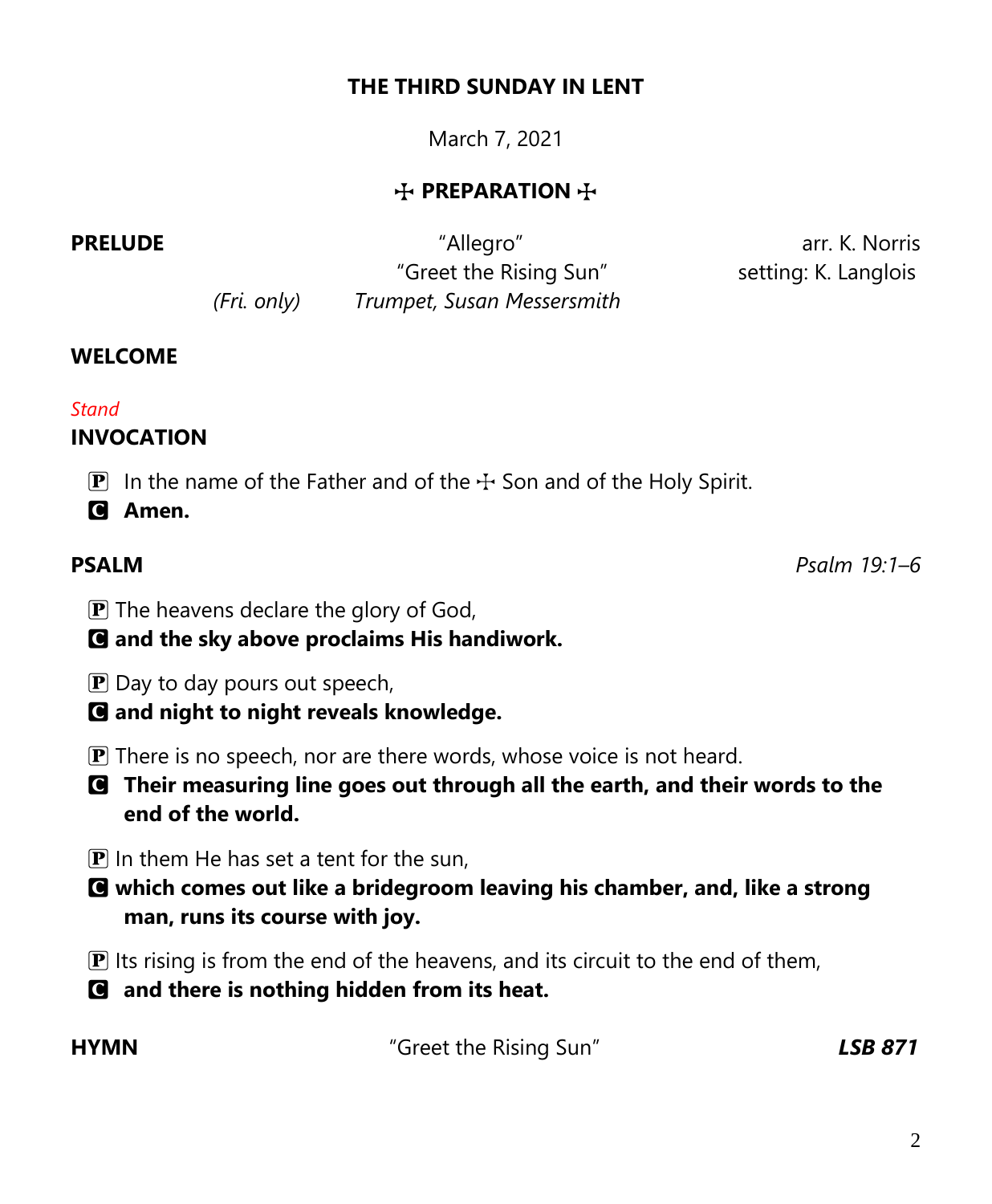# THE THIRD SUNDAY IN LENT

March 7, 2021

## ☩ PREPARATION ☩

**PRELUDE** "Allegro" arr. K. Norris
"Greet the Rising Sun" setting: K. Langlois
*(Fri. only)* *Trumpet, Susan Messersmith*

**WELCOME**

*Stand*

**INVOCATION**

P In the name of the Father and of the ☩ Son and of the Holy Spirit.

C **Amen.**

**PSALM** *Psalm 19:1–6*

P The heavens declare the glory of God,

C **and the sky above proclaims His handiwork.**

P Day to day pours out speech,

C **and night to night reveals knowledge.**

P There is no speech, nor are there words, whose voice is not heard.

C **Their measuring line goes out through all the earth, and their words to the end of the world.**

P In them He has set a tent for the sun,

C **which comes out like a bridegroom leaving his chamber, and, like a strong man, runs its course with joy.**

P Its rising is from the end of the heavens, and its circuit to the end of them,

C **and there is nothing hidden from its heat.**

**HYMN** "Greet the Rising Sun" ***LSB 871***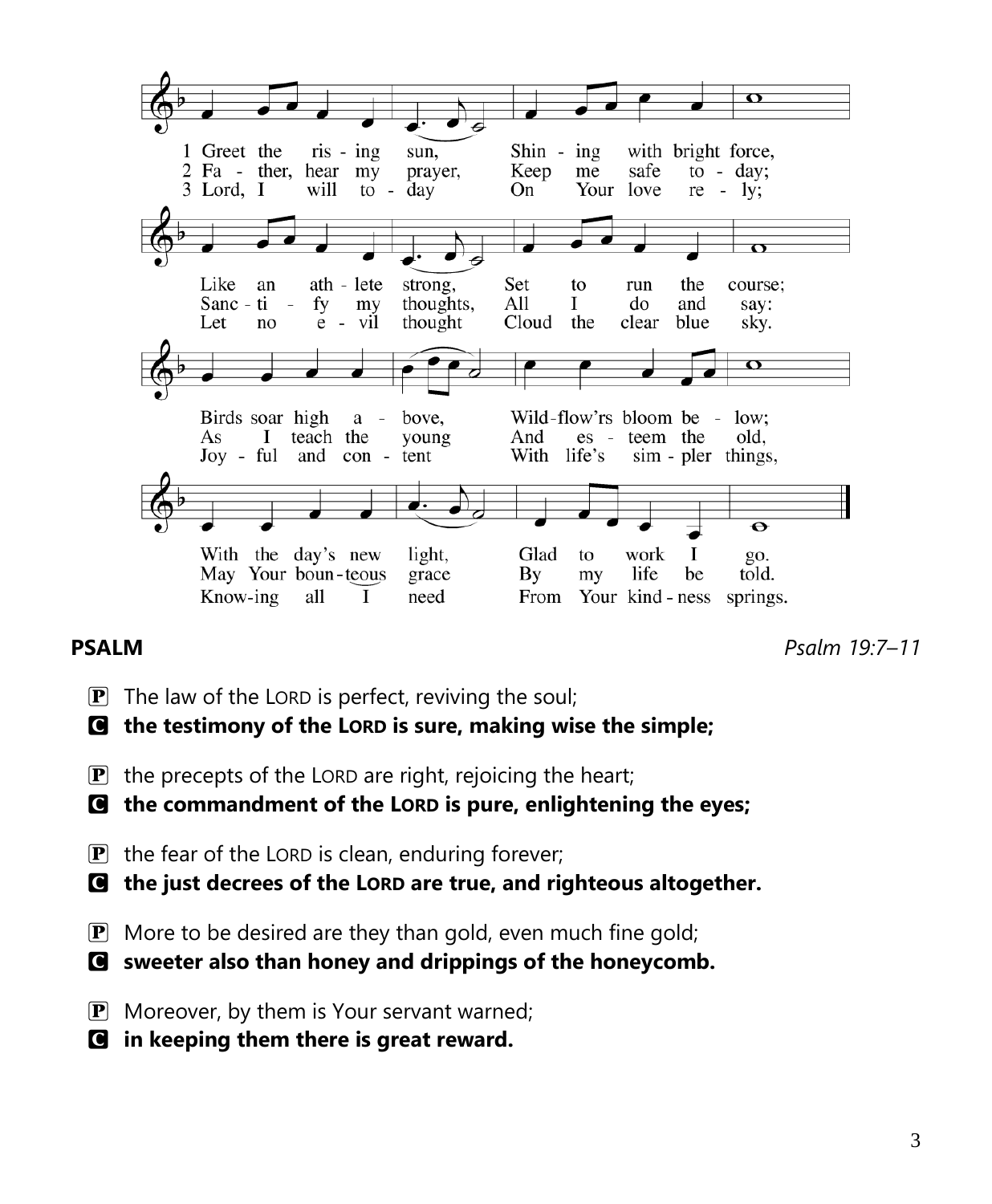1 Greet the rising sun,
Shining with bright force,
Like an athlete strong,
Set to run the course;
Birds soar high above,
Wild-flow'rs bloom below;
With the day's new light,
Glad to work I go.

2 Father, hear my prayer,
Keep me safe today;
Sanctify my thoughts,
All I do and say:
As I teach the young
And esteem the old,
May Your bounteous grace
By my life be told.

3 Lord, I will today
On Your love rely;
Let no evil thought
Cloud the clear blue sky.
Joyful and content
With life's simpler things,
Knowing all I need
From Your kindness springs.

**PSALM** *Psalm 19:7–11*

P The law of the LORD is perfect, reviving the soul;

C **the testimony of the LORD is sure, making wise the simple;**

P the precepts of the LORD are right, rejoicing the heart;

C **the commandment of the LORD is pure, enlightening the eyes;**

P the fear of the LORD is clean, enduring forever;

C **the just decrees of the LORD are true, and righteous altogether.**

P More to be desired are they than gold, even much fine gold;

C **sweeter also than honey and drippings of the honeycomb.**

P Moreover, by them is Your servant warned;

C **in keeping them there is great reward.**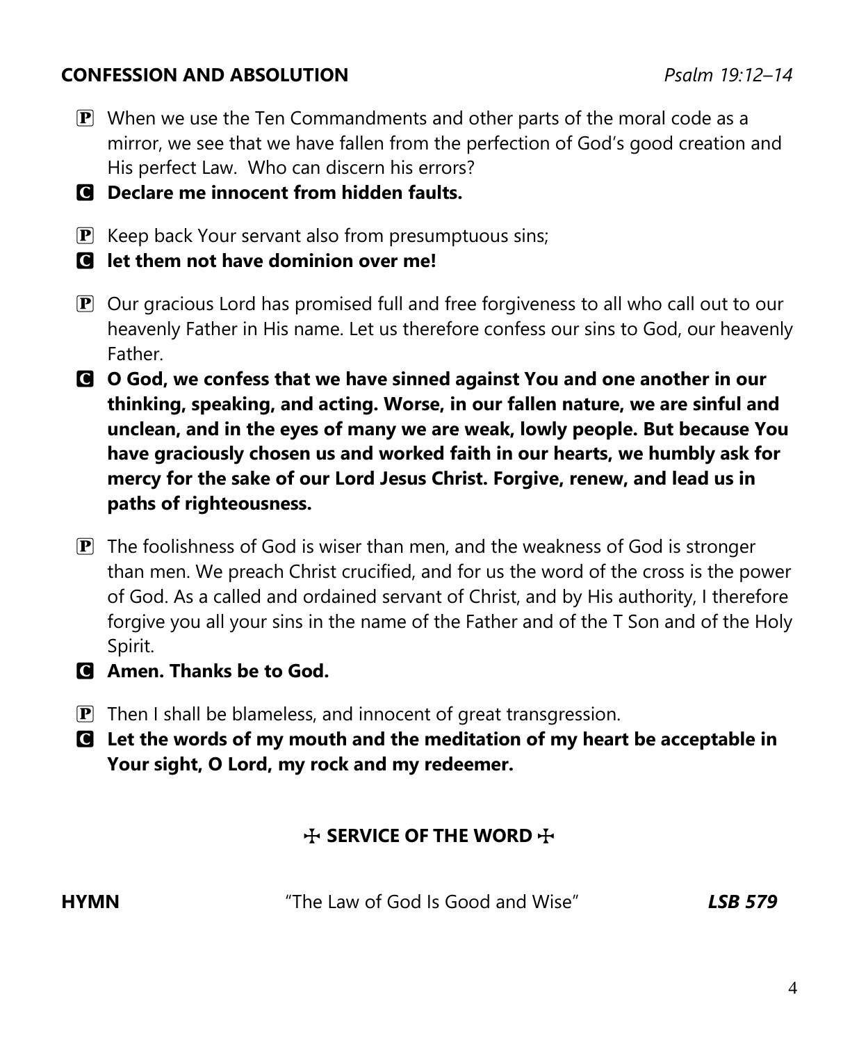## CONFESSION AND ABSOLUTION *Psalm 19:12–14*

P When we use the Ten Commandments and other parts of the moral code as a mirror, we see that we have fallen from the perfection of God's good creation and His perfect Law. Who can discern his errors?

C **Declare me innocent from hidden faults.**

P Keep back Your servant also from presumptuous sins;

C **let them not have dominion over me!**

P Our gracious Lord has promised full and free forgiveness to all who call out to our heavenly Father in His name. Let us therefore confess our sins to God, our heavenly Father.

C **O God, we confess that we have sinned against You and one another in our thinking, speaking, and acting. Worse, in our fallen nature, we are sinful and unclean, and in the eyes of many we are weak, lowly people. But because You have graciously chosen us and worked faith in our hearts, we humbly ask for mercy for the sake of our Lord Jesus Christ. Forgive, renew, and lead us in paths of righteousness.**

P The foolishness of God is wiser than men, and the weakness of God is stronger than men. We preach Christ crucified, and for us the word of the cross is the power of God. As a called and ordained servant of Christ, and by His authority, I therefore forgive you all your sins in the name of the Father and of the T Son and of the Holy Spirit.

C **Amen. Thanks be to God.**

P Then I shall be blameless, and innocent of great transgression.

C **Let the words of my mouth and the meditation of my heart be acceptable in Your sight, O Lord, my rock and my redeemer.**

## ☩ SERVICE OF THE WORD ☩

**HYMN** "The Law of God Is Good and Wise" ***LSB 579***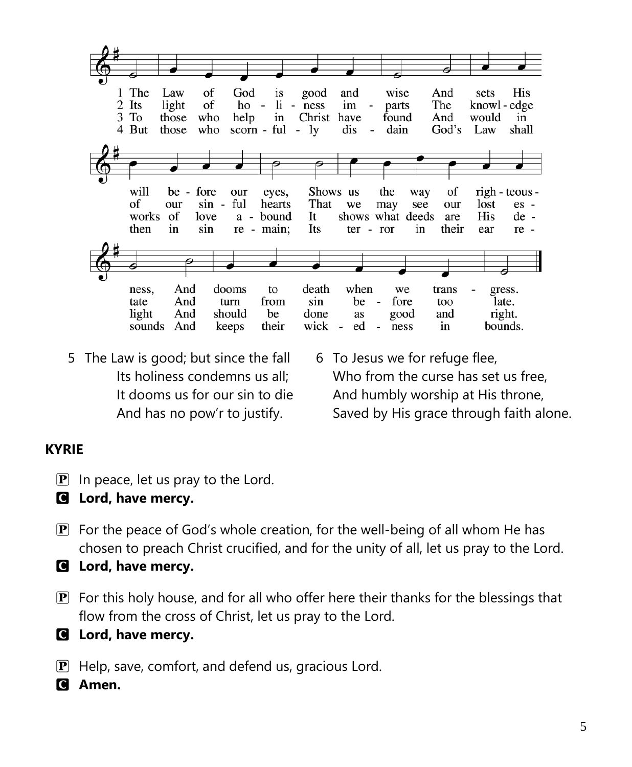1 The Law of God is good and wise
And sets His will before our eyes,
Shows us the way of righteousness,
And dooms to death when we transgress.

2 Its light of holiness imparts
The knowledge of our sinful hearts
That we may see our lost estate
And turn from sin before too late.

3 To those who help in Christ have found
And would in works of love abound
It shows what deeds are His delight
And should be done as good and right.

4 But those who scornfully disdain
God's Law shall then in sin remain;
Its terror in their ear resounds
And keeps their wickedness in bounds.

5 The Law is good; but since the fall
Its holiness condemns us all;
It dooms us for our sin to die
And has no pow'r to justify.

6 To Jesus we for refuge flee,
Who from the curse has set us free,
And humbly worship at His throne,
Saved by His grace through faith alone.

**KYRIE**

P In peace, let us pray to the Lord.

**C Lord, have mercy.**

P For the peace of God's whole creation, for the well-being of all whom He has chosen to preach Christ crucified, and for the unity of all, let us pray to the Lord.

**C Lord, have mercy.**

P For this holy house, and for all who offer here their thanks for the blessings that flow from the cross of Christ, let us pray to the Lord.

**C Lord, have mercy.**

P Help, save, comfort, and defend us, gracious Lord.

**C Amen.**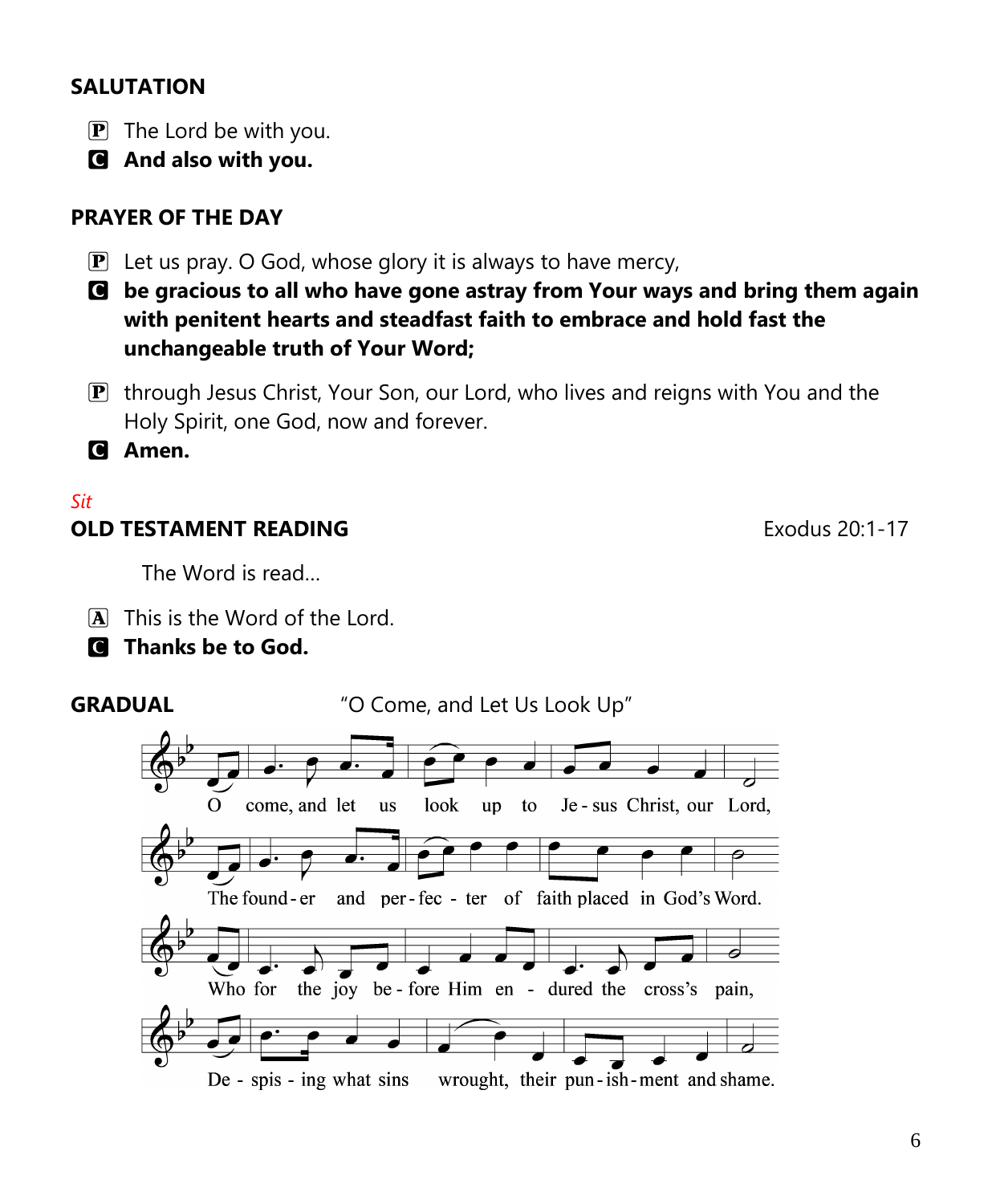## SALUTATION

P The Lord be with you.

C **And also with you.**

## PRAYER OF THE DAY

P Let us pray. O God, whose glory it is always to have mercy,

C **be gracious to all who have gone astray from Your ways and bring them again with penitent hearts and steadfast faith to embrace and hold fast the unchangeable truth of Your Word;**

P through Jesus Christ, Your Son, our Lord, who lives and reigns with You and the Holy Spirit, one God, now and forever.

C **Amen.**

*Sit*

## OLD TESTAMENT READING

Exodus 20:1-17

The Word is read…

A This is the Word of the Lord.

C **Thanks be to God.**

## GRADUAL

"O Come, and Let Us Look Up"

O come, and let us look up to Jesus Christ, our Lord,
The founder and perfecter of faith placed in God's Word.
Who for the joy before Him endured the cross's pain,
Despising what sins wrought, their punishment and shame.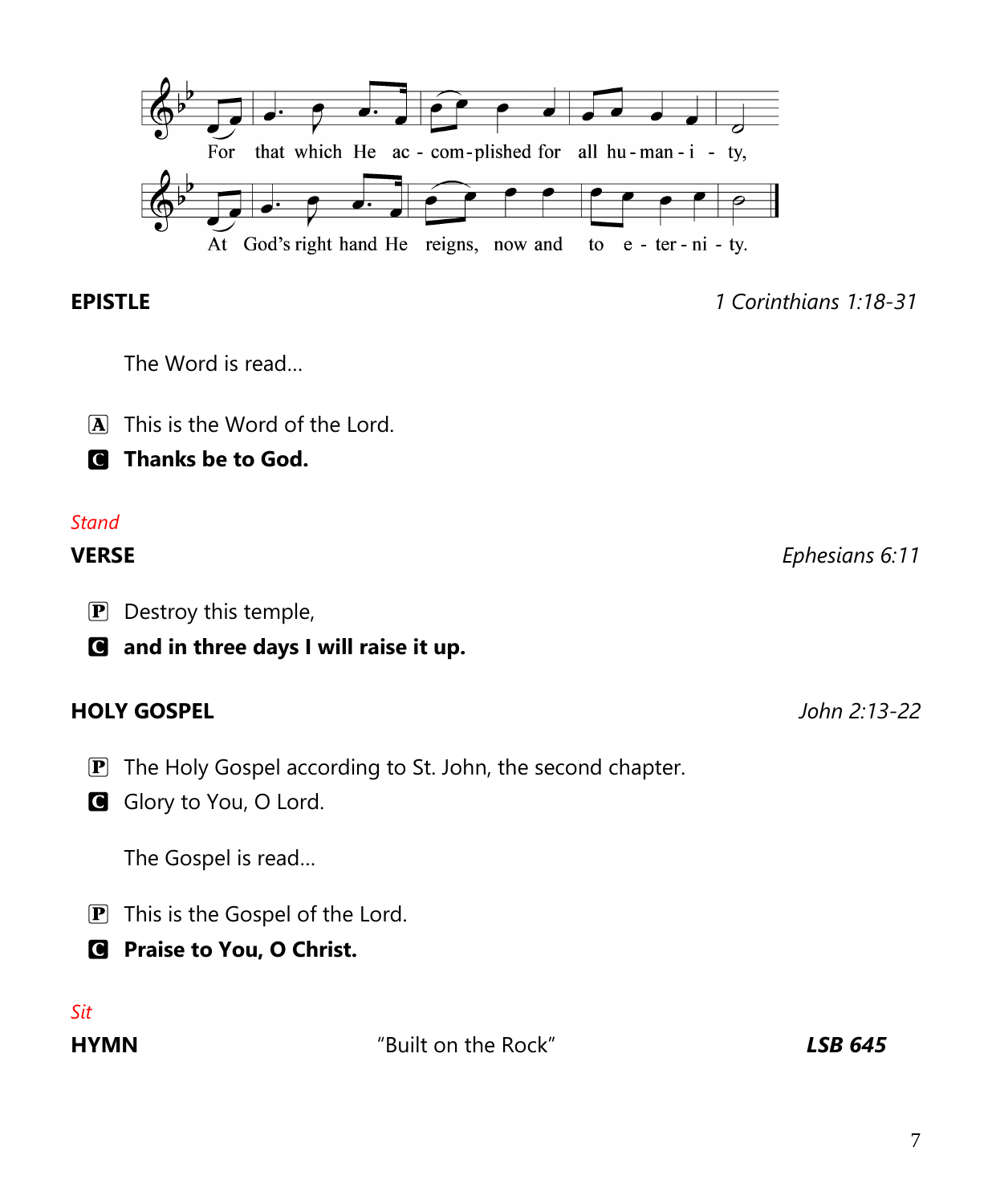For that which He ac - com-plished for all hu - man - i - ty,

At God's right hand He reigns, now and to e - ter - ni - ty.

**EPISTLE** *1 Corinthians 1:18-31*

The Word is read…

A This is the Word of the Lord.

C **Thanks be to God.**

*Stand*

**VERSE** *Ephesians 6:11*

P Destroy this temple,

C **and in three days I will raise it up.**

**HOLY GOSPEL** *John 2:13-22*

P The Holy Gospel according to St. John, the second chapter.

C Glory to You, O Lord.

The Gospel is read…

P This is the Gospel of the Lord.

C **Praise to You, O Christ.**

*Sit*

**HYMN** "Built on the Rock" ***LSB 645***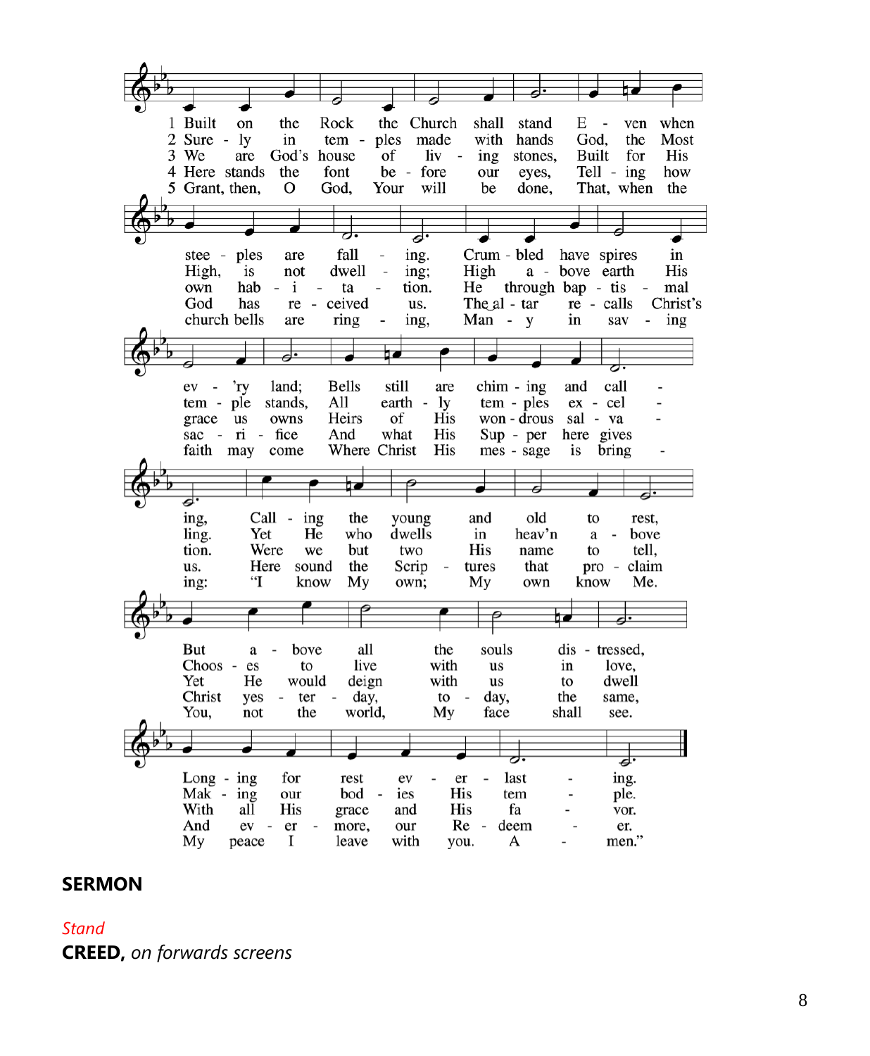1. Built on the Rock the Church shall stand
Even when steeples are falling.
Crumbled have spires in ev'ry land;
Bells still are chiming and calling,
Calling the young and old to rest,
But above all the souls distressed,
Longing for rest everlasting.

2. Surely in temples made with hands
God, the Most High, is not dwelling;
High above earth His temple stands,
All earthly temples excelling.
Yet He who dwells in heav'n above
Chooses to live with us in love,
Making our bodies His temple.

3. We are God's house of living stones,
Built for His own habitation.
He through baptismal grace us owns
Heirs of His wondrous salvation.
Were we but two His name to tell,
Yet He would deign with us to dwell
With all His grace and His favor.

4. Here stands the font before our eyes,
Telling how God has received us.
The altar recalls Christ's sacrifice
And what His Supper here gives us.
Here sound the Scriptures that proclaim
Christ yesterday, today, the same,
And evermore, our Redeemer.

5. Grant, then, O God, Your will be done,
That, when the church bells are ringing,
Many in saving faith may come
Where Christ His message is bringing:
"I know My own; My own know Me.
You, not the world, My face shall see.
My peace I leave with you. Amen."

**SERMON**

*Stand*

**CREED,** *on forwards screens*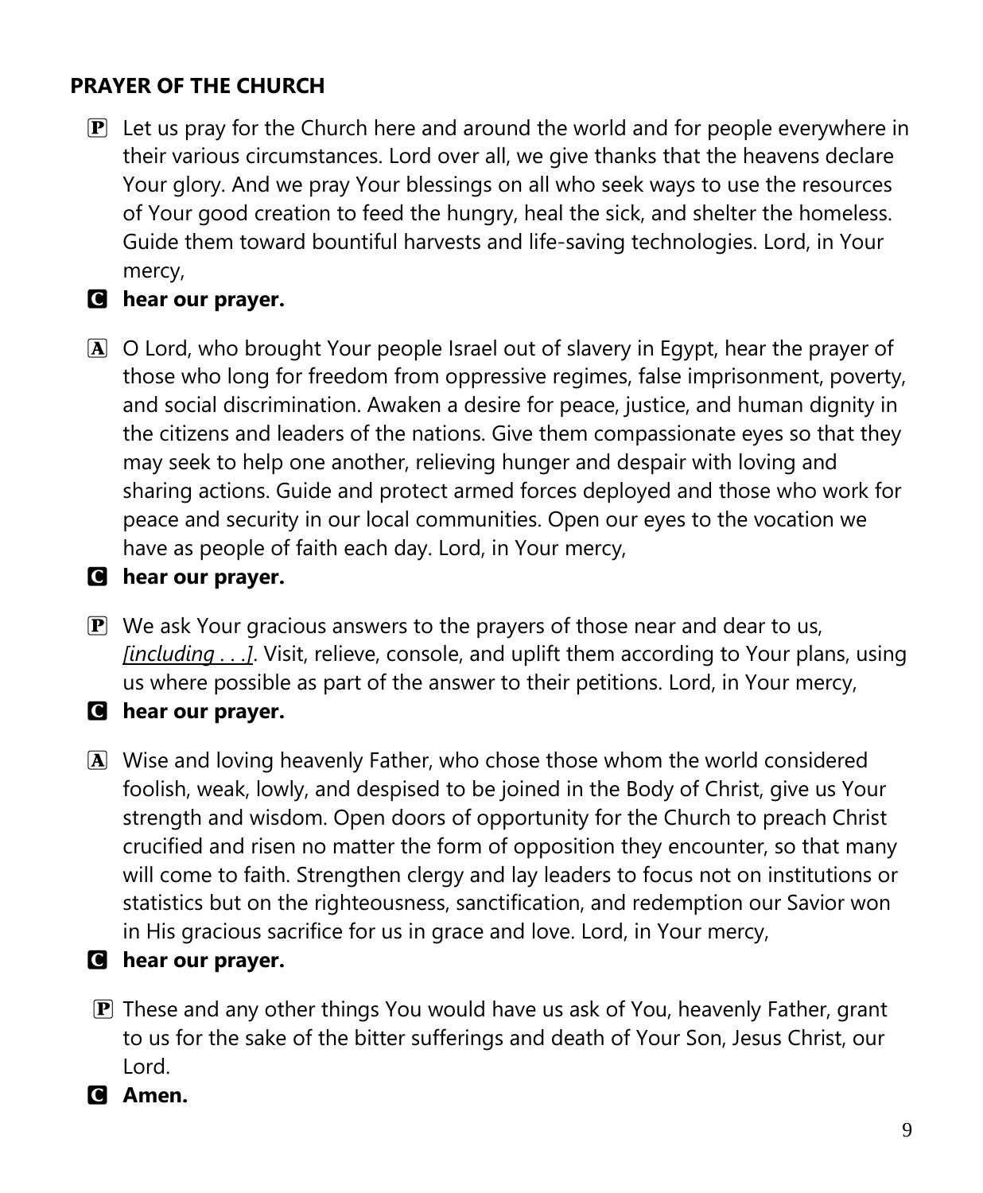## PRAYER OF THE CHURCH

P Let us pray for the Church here and around the world and for people everywhere in their various circumstances. Lord over all, we give thanks that the heavens declare Your glory. And we pray Your blessings on all who seek ways to use the resources of Your good creation to feed the hungry, heal the sick, and shelter the homeless. Guide them toward bountiful harvests and life-saving technologies. Lord, in Your mercy,

C **hear our prayer.**

A O Lord, who brought Your people Israel out of slavery in Egypt, hear the prayer of those who long for freedom from oppressive regimes, false imprisonment, poverty, and social discrimination. Awaken a desire for peace, justice, and human dignity in the citizens and leaders of the nations. Give them compassionate eyes so that they may seek to help one another, relieving hunger and despair with loving and sharing actions. Guide and protect armed forces deployed and those who work for peace and security in our local communities. Open our eyes to the vocation we have as people of faith each day. Lord, in Your mercy,

C **hear our prayer.**

P We ask Your gracious answers to the prayers of those near and dear to us, *[including . . .]*. Visit, relieve, console, and uplift them according to Your plans, using us where possible as part of the answer to their petitions. Lord, in Your mercy,

C **hear our prayer.**

A Wise and loving heavenly Father, who chose those whom the world considered foolish, weak, lowly, and despised to be joined in the Body of Christ, give us Your strength and wisdom. Open doors of opportunity for the Church to preach Christ crucified and risen no matter the form of opposition they encounter, so that many will come to faith. Strengthen clergy and lay leaders to focus not on institutions or statistics but on the righteousness, sanctification, and redemption our Savior won in His gracious sacrifice for us in grace and love. Lord, in Your mercy,

C **hear our prayer.**

P These and any other things You would have us ask of You, heavenly Father, grant to us for the sake of the bitter sufferings and death of Your Son, Jesus Christ, our Lord.

C **Amen.**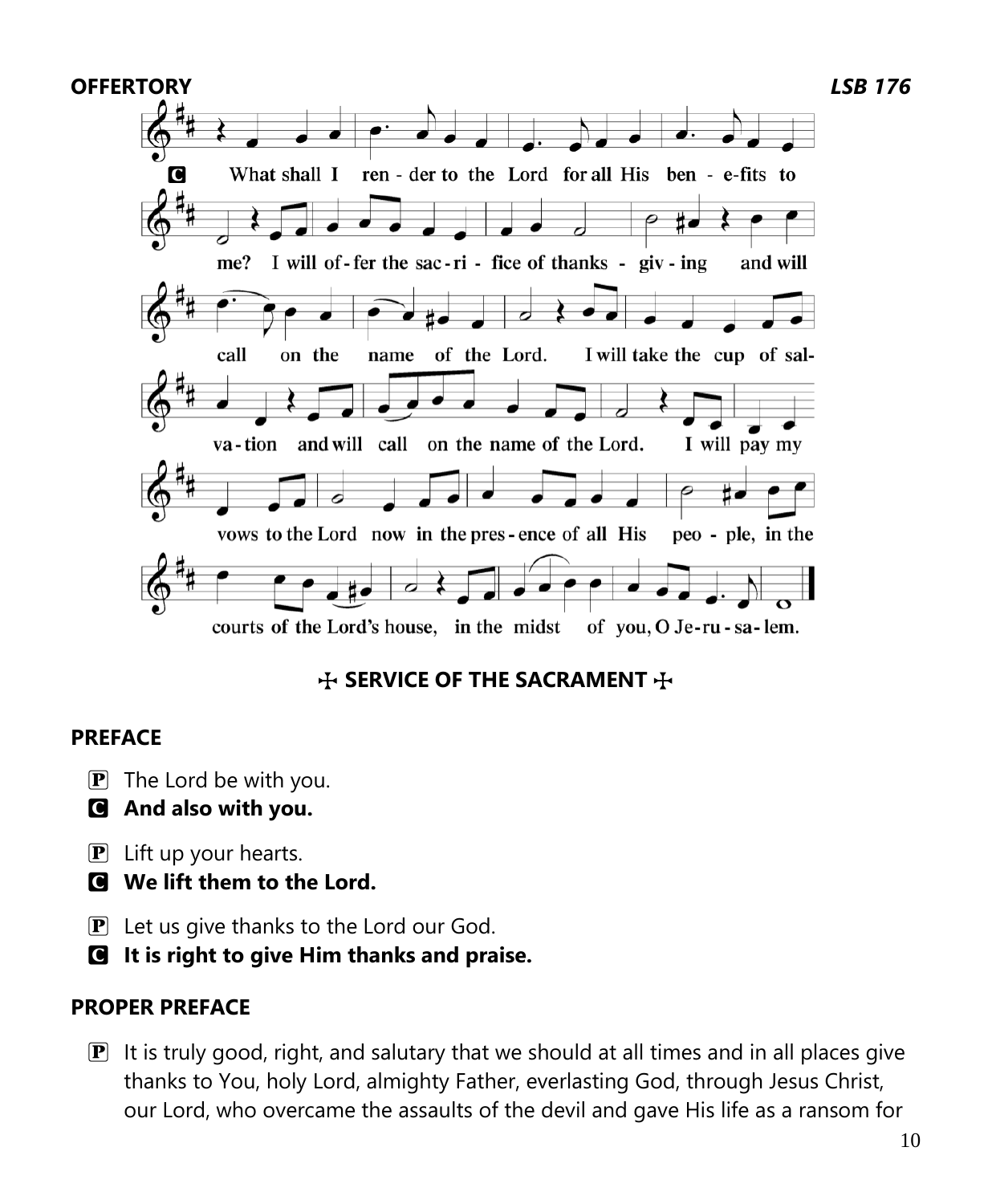**OFFERTORY** *LSB 176*

**C** What shall I render to the Lord for all His benefits to me? I will offer the sacrifice of thanksgiving and will call on the name of the Lord. I will take the cup of salvation and will call on the name of the Lord. I will pay my vows to the Lord now in the presence of all His people, in the courts of the Lord's house, in the midst of you, O Jerusalem.

## ☩ SERVICE OF THE SACRAMENT ☩

### PREFACE

**P** The Lord be with you.
**C** **And also with you.**

**P** Lift up your hearts.
**C** **We lift them to the Lord.**

**P** Let us give thanks to the Lord our God.
**C** **It is right to give Him thanks and praise.**

### PROPER PREFACE

**P** It is truly good, right, and salutary that we should at all times and in all places give thanks to You, holy Lord, almighty Father, everlasting God, through Jesus Christ, our Lord, who overcame the assaults of the devil and gave His life as a ransom for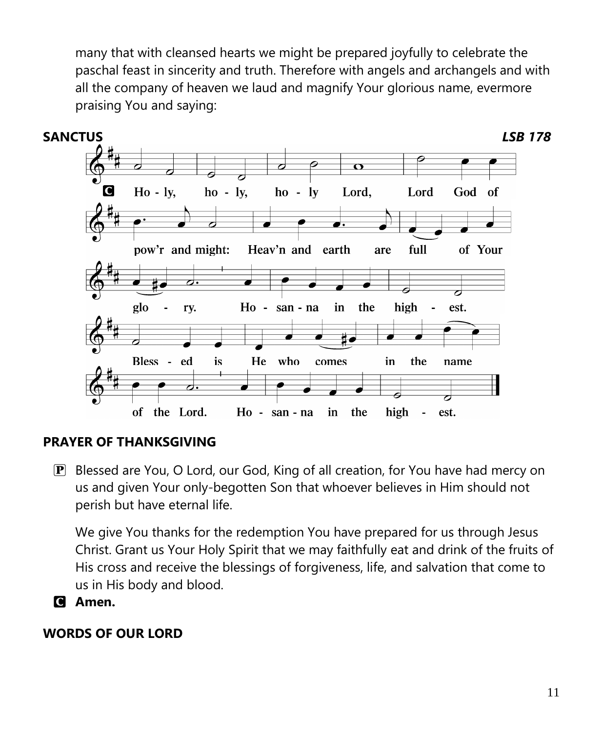many that with cleansed hearts we might be prepared joyfully to celebrate the paschal feast in sincerity and truth. Therefore with angels and archangels and with all the company of heaven we laud and magnify Your glorious name, evermore praising You and saying:

**SANCTUS** ***LSB 178***

C Ho - ly, ho - ly, ho - ly Lord, Lord God of pow'r and might: Heav'n and earth are full of Your glo - ry. Ho - san - na in the high - est. Bless - ed is He who comes in the name of the Lord. Ho - san - na in the high - est.

**PRAYER OF THANKSGIVING**

P Blessed are You, O Lord, our God, King of all creation, for You have had mercy on us and given Your only-begotten Son that whoever believes in Him should not perish but have eternal life.

We give You thanks for the redemption You have prepared for us through Jesus Christ. Grant us Your Holy Spirit that we may faithfully eat and drink of the fruits of His cross and receive the blessings of forgiveness, life, and salvation that come to us in His body and blood.

C **Amen.**

**WORDS OF OUR LORD**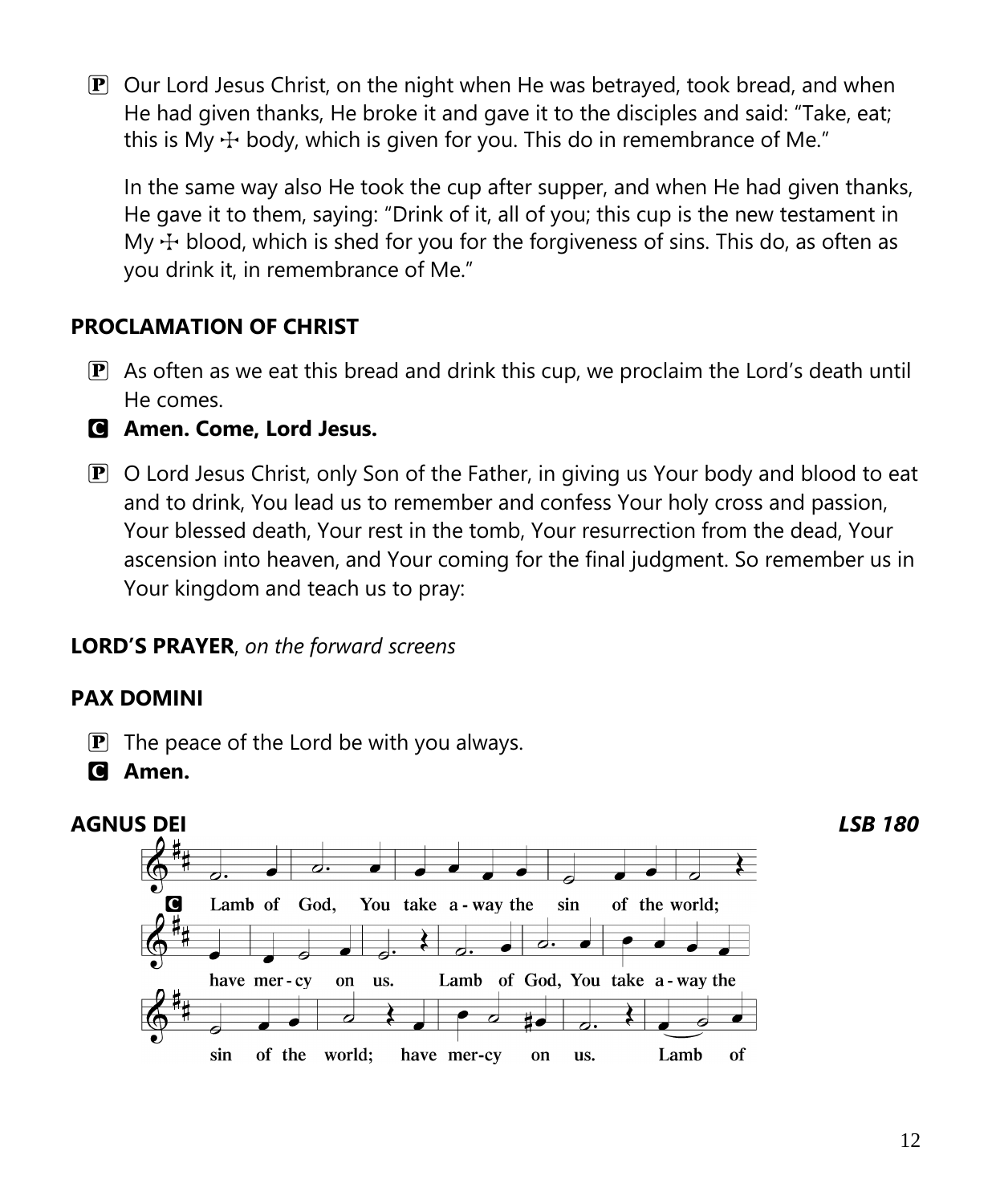P Our Lord Jesus Christ, on the night when He was betrayed, took bread, and when He had given thanks, He broke it and gave it to the disciples and said: "Take, eat; this is My ☩ body, which is given for you. This do in remembrance of Me."

In the same way also He took the cup after supper, and when He had given thanks, He gave it to them, saying: "Drink of it, all of you; this cup is the new testament in My ☩ blood, which is shed for you for the forgiveness of sins. This do, as often as you drink it, in remembrance of Me."

**PROCLAMATION OF CHRIST**

P As often as we eat this bread and drink this cup, we proclaim the Lord's death until He comes.

C **Amen. Come, Lord Jesus.**

P O Lord Jesus Christ, only Son of the Father, in giving us Your body and blood to eat and to drink, You lead us to remember and confess Your holy cross and passion, Your blessed death, Your rest in the tomb, Your resurrection from the dead, Your ascension into heaven, and Your coming for the final judgment. So remember us in Your kingdom and teach us to pray:

**LORD'S PRAYER**, *on the forward screens*

**PAX DOMINI**

P The peace of the Lord be with you always.

C **Amen.**

***AGNUS DEI*** ***LSB 180***

C Lamb of God, You take a-way the sin of the world; have mer-cy on us. Lamb of God, You take a-way the sin of the world; have mer-cy on us. Lamb of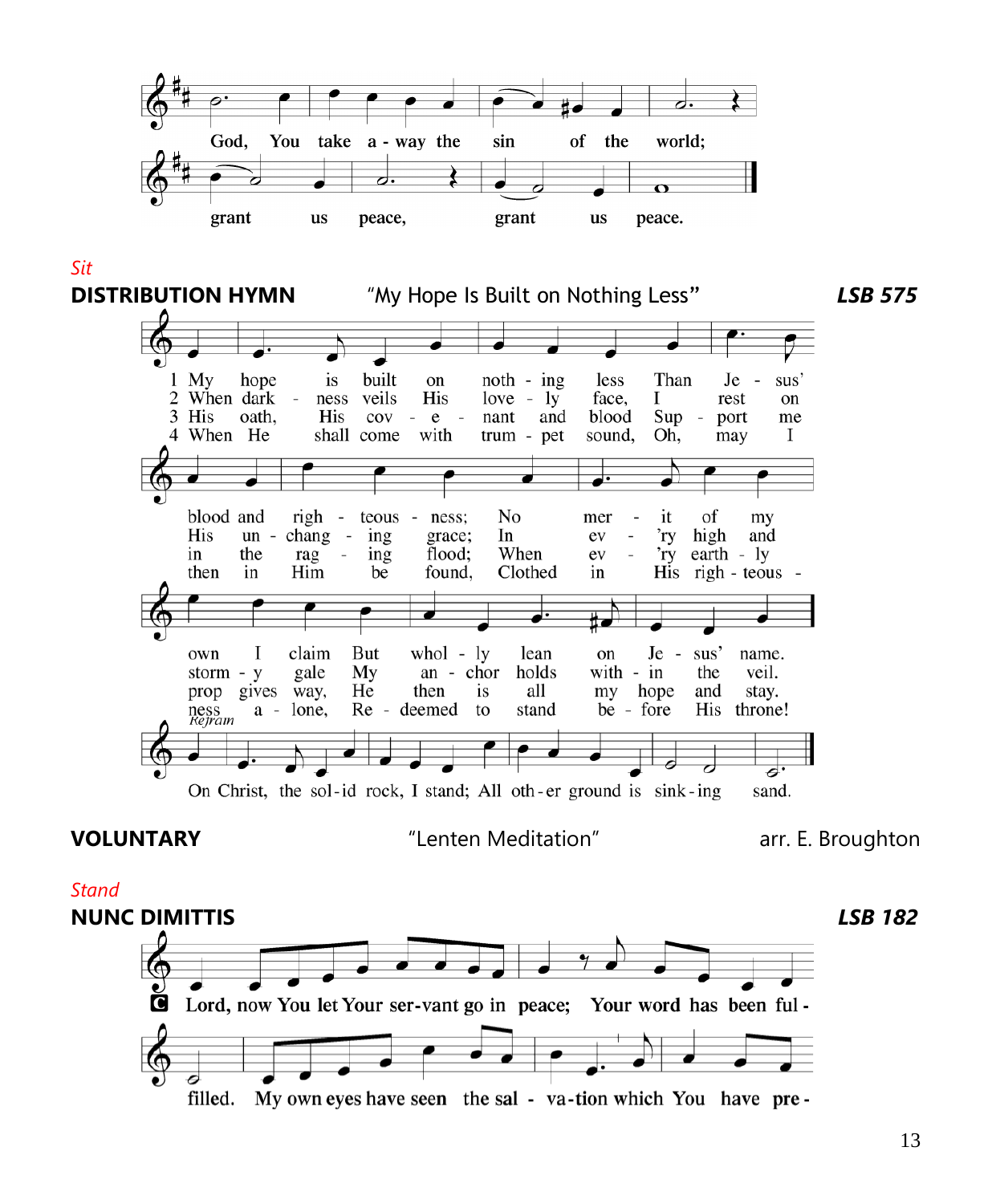God, You take a - way the sin of the world;

grant us peace, grant us peace.

*Sit*

**DISTRIBUTION HYMN** "My Hope Is Built on Nothing Less" ***LSB 575***

1 My hope is built on nothing less Than Jesus' blood and righteousness; No merit of my own I claim But wholly lean on Jesus' name.

2 When darkness veils His lovely face, I rest on His unchanging grace; In every high and stormy gale My anchor holds within the veil.

3 His oath, His covenant and blood Support me in the raging flood; When every earthly prop gives way, He then is all my hope and stay.

4 When He shall come with trumpet sound, Oh, may I then in Him be found, Clothed in His righteousness alone, Redeemed to stand before His throne!

*Refrain*
On Christ, the solid rock, I stand; All other ground is sinking sand.

**VOLUNTARY** "Lenten Meditation" arr. E. Broughton

*Stand*

**NUNC DIMITTIS** ***LSB 182***

**C** Lord, now You let Your servant go in peace; Your word has been fulfilled. My own eyes have seen the salvation which You have pre-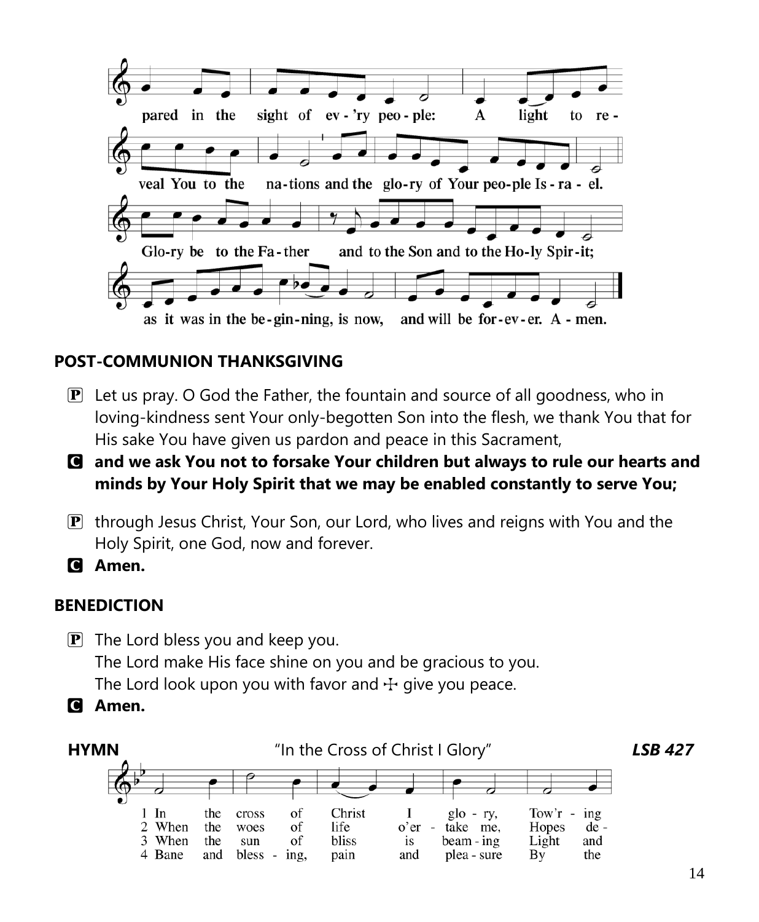pared in the sight of ev-'ry peo-ple: A light to reveal You to the nations and the glo-ry of Your peo-ple Is-ra-el.

Glo-ry be to the Fa-ther and to the Son and to the Ho-ly Spir-it;

as it was in the be-gin-ning, is now, and will be for-ev-er. A-men.

## POST-COMMUNION THANKSGIVING

P Let us pray. O God the Father, the fountain and source of all goodness, who in loving-kindness sent Your only-begotten Son into the flesh, we thank You that for His sake You have given us pardon and peace in this Sacrament,

C **and we ask You not to forsake Your children but always to rule our hearts and minds by Your Holy Spirit that we may be enabled constantly to serve You;**

P through Jesus Christ, Your Son, our Lord, who lives and reigns with You and the Holy Spirit, one God, now and forever.

C **Amen.**

## BENEDICTION

P The Lord bless you and keep you.
The Lord make His face shine on you and be gracious to you.
The Lord look upon you with favor and ☩ give you peace.

C **Amen.**

**HYMN** "In the Cross of Christ I Glory" ***LSB 427***

1 In the cross of Christ I glo-ry, Tow'r-ing
2 When the woes of life o'er-take me, Hopes de-
3 When the sun of bliss is beam-ing Light and
4 Bane and bless-ing, pain and plea-sure By the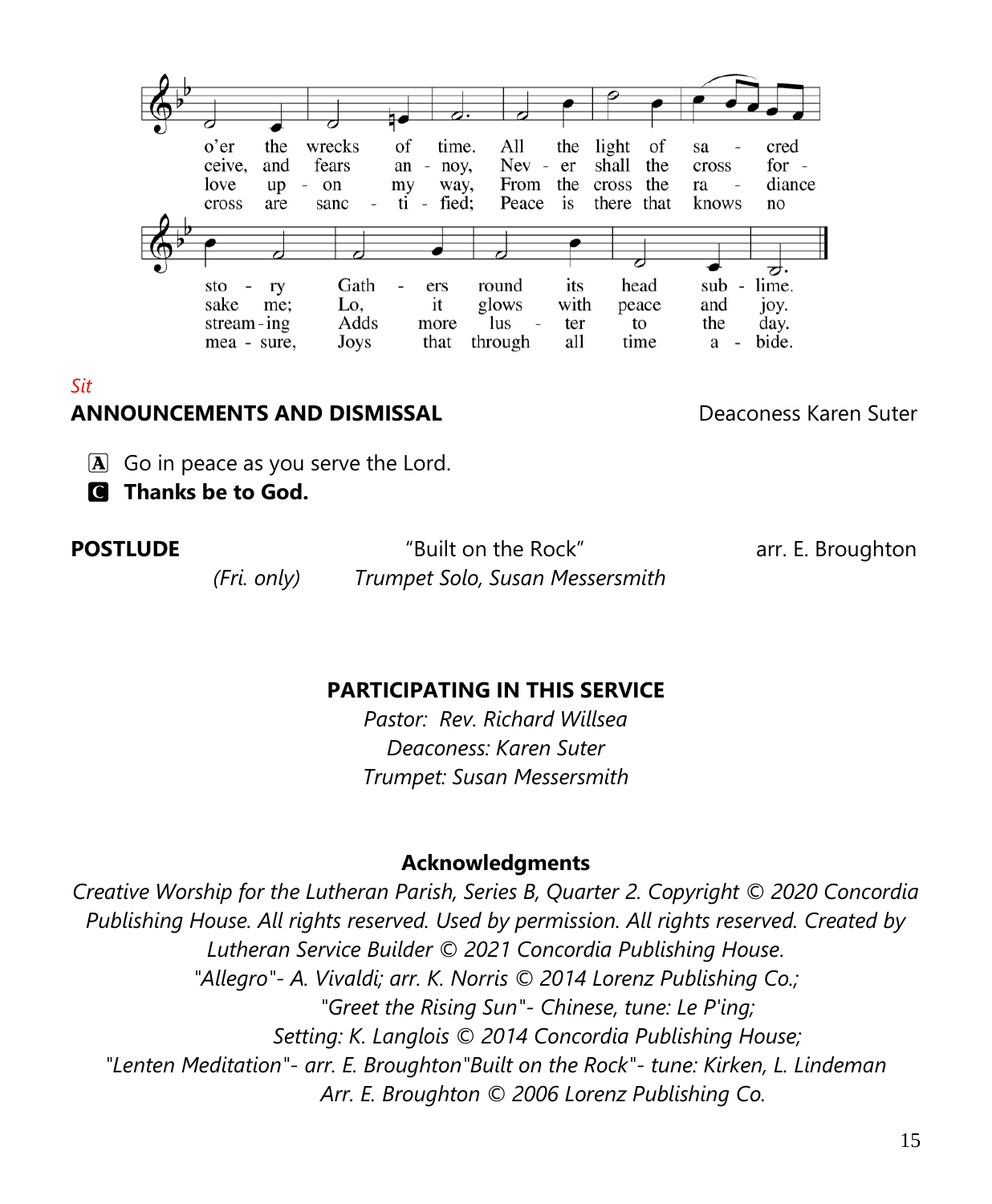o'er the wrecks of time. All the light of sa - cred sto - ry Gath - ers round its head sub - lime.
ceive, and fears an - noy, Nev - er shall the cross for - sake me; Lo, it glows with peace and joy.
love up - on my way, From the cross the ra - diance stream-ing Adds more lus - ter to the day.
cross are sanc - ti - fied; Peace is there that knows no mea - sure, Joys that through all time a - bide.

*Sit*

**ANNOUNCEMENTS AND DISMISSAL** Deaconess Karen Suter

A Go in peace as you serve the Lord.

**C Thanks be to God.**

**POSTLUDE** "Built on the Rock" arr. E. Broughton

*(Fri. only)* *Trumpet Solo, Susan Messersmith*

**PARTICIPATING IN THIS SERVICE**

*Pastor: Rev. Richard Willsea*

*Deaconess: Karen Suter*

*Trumpet: Susan Messersmith*

**Acknowledgments**

*Creative Worship for the Lutheran Parish, Series B, Quarter 2. Copyright © 2020 Concordia Publishing House. All rights reserved. Used by permission. All rights reserved. Created by Lutheran Service Builder © 2021 Concordia Publishing House.*

*"Allegro"- A. Vivaldi; arr. K. Norris © 2014 Lorenz Publishing Co.;*

*"Greet the Rising Sun"- Chinese, tune: Le P'ing;*

*Setting: K. Langlois © 2014 Concordia Publishing House;*

*"Lenten Meditation"- arr. E. Broughton"Built on the Rock"- tune: Kirken, L. Lindeman Arr. E. Broughton © 2006 Lorenz Publishing Co.*